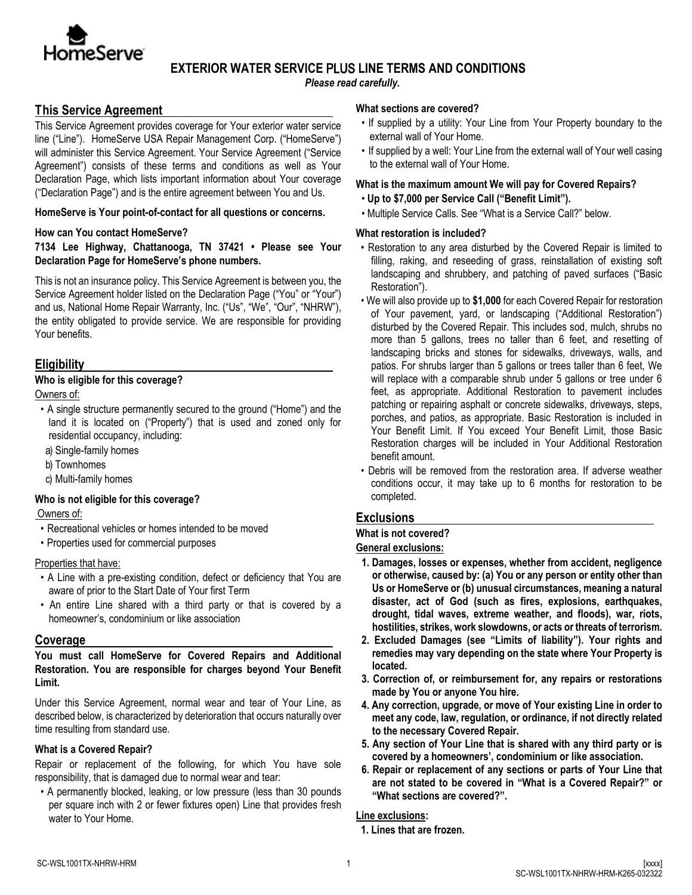HomeServe

# EXTERIOR WATER SERVICE PLUS LINE TERMS AND CONDITIONS

*Please read carefully.*

## This Service Agreement

This Service Agreement provides coverage for Your exterior water service line ("Line"). HomeServe USA Repair Management Corp. ("HomeServe") will administer this Service Agreement. Your Service Agreement ("Service Agreement") consists of these terms and conditions as well as Your Declaration Page, which lists important information about Your coverage ("Declaration Page") and is the entire agreement between You and Us.

**HomeServe is Your point-of-contact for all questions or concerns.**

**How can You contact HomeServe?**

**7134 Lee Highway, Chattanooga, TN 37421 • Please see Your Declaration Page for HomeServe's phone numbers.**

This is not an insurance policy. This Service Agreement is between you, the Service Agreement holder listed on the Declaration Page ("You" or "Your") and us, National Home Repair Warranty, Inc. ("Us", "We", "Our", "NHRW"), the entity obligated to provide service. We are responsible for providing Your benefits.

## Eligibility

**Who is eligible for this coverage?**

Owners of:

- A single structure permanently secured to the ground ("Home") and the land it is located on ("Property") that is used and zoned only for residential occupancy, including:
  - a) Single-family homes
  - b) Townhomes
  - c) Multi-family homes

**Who is not eligible for this coverage?**

Owners of:

- Recreational vehicles or homes intended to be moved
- Properties used for commercial purposes

Properties that have:

- A Line with a pre-existing condition, defect or deficiency that You are aware of prior to the Start Date of Your first Term
- An entire Line shared with a third party or that is covered by a homeowner's, condominium or like association

## Coverage

**You must call HomeServe for Covered Repairs and Additional Restoration. You are responsible for charges beyond Your Benefit Limit.**

Under this Service Agreement, normal wear and tear of Your Line, as described below, is characterized by deterioration that occurs naturally over time resulting from standard use.

**What is a Covered Repair?**

Repair or replacement of the following, for which You have sole responsibility, that is damaged due to normal wear and tear:

- A permanently blocked, leaking, or low pressure (less than 30 pounds per square inch with 2 or fewer fixtures open) Line that provides fresh water to Your Home.

**What sections are covered?**

- If supplied by a utility: Your Line from Your Property boundary to the external wall of Your Home.
- If supplied by a well: Your Line from the external wall of Your well casing to the external wall of Your Home.

**What is the maximum amount We will pay for Covered Repairs?**

- **Up to $7,000 per Service Call ("Benefit Limit").**
- Multiple Service Calls. See "What is a Service Call?" below.

**What restoration is included?**

- Restoration to any area disturbed by the Covered Repair is limited to filling, raking, and reseeding of grass, reinstallation of existing soft landscaping and shrubbery, and patching of paved surfaces ("Basic Restoration").
- We will also provide up to **$1,000** for each Covered Repair for restoration of Your pavement, yard, or landscaping ("Additional Restoration") disturbed by the Covered Repair. This includes sod, mulch, shrubs no more than 5 gallons, trees no taller than 6 feet, and resetting of landscaping bricks and stones for sidewalks, driveways, walls, and patios. For shrubs larger than 5 gallons or trees taller than 6 feet, We will replace with a comparable shrub under 5 gallons or tree under 6 feet, as appropriate. Additional Restoration to pavement includes patching or repairing asphalt or concrete sidewalks, driveways, steps, porches, and patios, as appropriate. Basic Restoration is included in Your Benefit Limit. If You exceed Your Benefit Limit, those Basic Restoration charges will be included in Your Additional Restoration benefit amount.
- Debris will be removed from the restoration area. If adverse weather conditions occur, it may take up to 6 months for restoration to be completed.

## Exclusions

**What is not covered?**

**General exclusions:**

1. **Damages, losses or expenses, whether from accident, negligence or otherwise, caused by: (a) You or any person or entity other than Us or HomeServe or (b) unusual circumstances, meaning a natural disaster, act of God (such as fires, explosions, earthquakes, drought, tidal waves, extreme weather, and floods), war, riots, hostilities, strikes, work slowdowns, or acts or threats of terrorism.**
2. **Excluded Damages (see "Limits of liability"). Your rights and remedies may vary depending on the state where Your Property is located.**
3. **Correction of, or reimbursement for, any repairs or restorations made by You or anyone You hire.**
4. **Any correction, upgrade, or move of Your existing Line in order to meet any code, law, regulation, or ordinance, if not directly related to the necessary Covered Repair.**
5. **Any section of Your Line that is shared with any third party or is covered by a homeowners', condominium or like association.**
6. **Repair or replacement of any sections or parts of Your Line that are not stated to be covered in "What is a Covered Repair?" or "What sections are covered?".**

**Line exclusions:**

1. **Lines that are frozen.**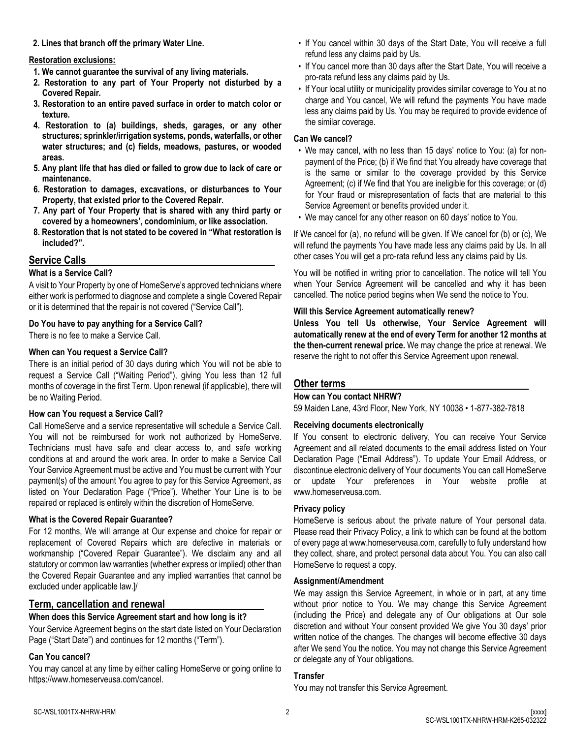**2. Lines that branch off the primary Water Line.**

**Restoration exclusions:**

1. **We cannot guarantee the survival of any living materials.**
2. **Restoration to any part of Your Property not disturbed by a Covered Repair.**
3. **Restoration to an entire paved surface in order to match color or texture.**
4. **Restoration to (a) buildings, sheds, garages, or any other structures; sprinkler/irrigation systems, ponds, waterfalls, or other water structures; and (c) fields, meadows, pastures, or wooded areas.**
5. **Any plant life that has died or failed to grow due to lack of care or maintenance.**
6. **Restoration to damages, excavations, or disturbances to Your Property, that existed prior to the Covered Repair.**
7. **Any part of Your Property that is shared with any third party or covered by a homeowners', condominium, or like association.**
8. **Restoration that is not stated to be covered in "What restoration is included?".**

## Service Calls

### What is a Service Call?

A visit to Your Property by one of HomeServe's approved technicians where either work is performed to diagnose and complete a single Covered Repair or it is determined that the repair is not covered ("Service Call").

### Do You have to pay anything for a Service Call?

There is no fee to make a Service Call.

### When can You request a Service Call?

There is an initial period of 30 days during which You will not be able to request a Service Call ("Waiting Period"), giving You less than 12 full months of coverage in the first Term. Upon renewal (if applicable), there will be no Waiting Period.

### How can You request a Service Call?

Call HomeServe and a service representative will schedule a Service Call. You will not be reimbursed for work not authorized by HomeServe. Technicians must have safe and clear access to, and safe working conditions at and around the work area. In order to make a Service Call Your Service Agreement must be active and You must be current with Your payment(s) of the amount You agree to pay for this Service Agreement, as listed on Your Declaration Page ("Price"). Whether Your Line is to be repaired or replaced is entirely within the discretion of HomeServe.

### What is the Covered Repair Guarantee?

For 12 months, We will arrange at Our expense and choice for repair or replacement of Covered Repairs which are defective in materials or workmanship ("Covered Repair Guarantee"). We disclaim any and all statutory or common law warranties (whether express or implied) other than the Covered Repair Guarantee and any implied warranties that cannot be excluded under applicable law.]/

## Term, cancellation and renewal

### When does this Service Agreement start and how long is it?

Your Service Agreement begins on the start date listed on Your Declaration Page ("Start Date") and continues for 12 months ("Term").

### Can You cancel?

You may cancel at any time by either calling HomeServe or going online to https://www.homeserveusa.com/cancel.

- If You cancel within 30 days of the Start Date, You will receive a full refund less any claims paid by Us.
- If You cancel more than 30 days after the Start Date, You will receive a pro-rata refund less any claims paid by Us.
- If Your local utility or municipality provides similar coverage to You at no charge and You cancel, We will refund the payments You have made less any claims paid by Us. You may be required to provide evidence of the similar coverage.

### Can We cancel?

- We may cancel, with no less than 15 days' notice to You: (a) for non-payment of the Price; (b) if We find that You already have coverage that is the same or similar to the coverage provided by this Service Agreement; (c) if We find that You are ineligible for this coverage; or (d) for Your fraud or misrepresentation of facts that are material to this Service Agreement or benefits provided under it.
- We may cancel for any other reason on 60 days' notice to You.

If We cancel for (a), no refund will be given. If We cancel for (b) or (c), We will refund the payments You have made less any claims paid by Us. In all other cases You will get a pro-rata refund less any claims paid by Us.

You will be notified in writing prior to cancellation. The notice will tell You when Your Service Agreement will be cancelled and why it has been cancelled. The notice period begins when We send the notice to You.

### Will this Service Agreement automatically renew?

**Unless You tell Us otherwise, Your Service Agreement will automatically renew at the end of every Term for another 12 months at the then-current renewal price.** We may change the price at renewal. We reserve the right to not offer this Service Agreement upon renewal.

## Other terms

### How can You contact NHRW?

59 Maiden Lane, 43rd Floor, New York, NY 10038 • 1-877-382-7818

### Receiving documents electronically

If You consent to electronic delivery, You can receive Your Service Agreement and all related documents to the email address listed on Your Declaration Page ("Email Address"). To update Your Email Address, or discontinue electronic delivery of Your documents You can call HomeServe or update Your preferences in Your website profile at www.homeserveusa.com.

### Privacy policy

HomeServe is serious about the private nature of Your personal data. Please read their Privacy Policy, a link to which can be found at the bottom of every page at www.homeserveusa.com, carefully to fully understand how they collect, share, and protect personal data about You. You can also call HomeServe to request a copy.

### Assignment/Amendment

We may assign this Service Agreement, in whole or in part, at any time without prior notice to You. We may change this Service Agreement (including the Price) and delegate any of Our obligations at Our sole discretion and without Your consent provided We give You 30 days' prior written notice of the changes. The changes will become effective 30 days after We send You the notice. You may not change this Service Agreement or delegate any of Your obligations.

### Transfer

You may not transfer this Service Agreement.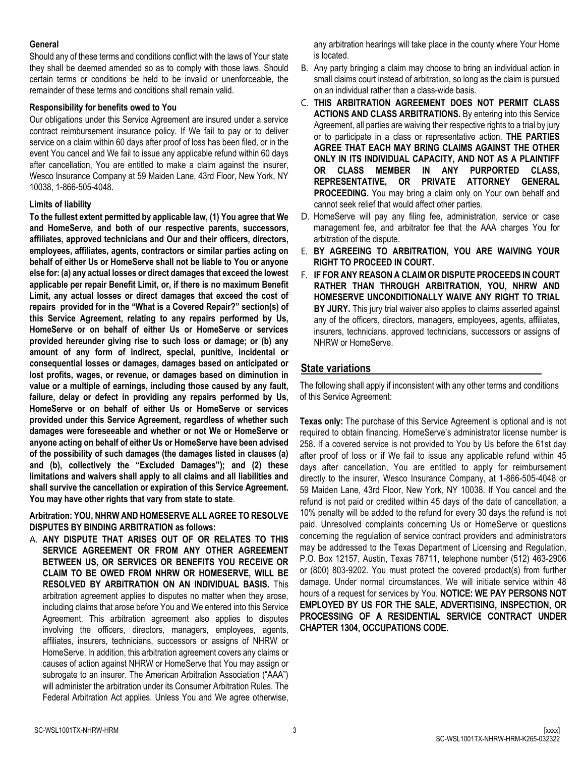### General

Should any of these terms and conditions conflict with the laws of Your state they shall be deemed amended so as to comply with those laws. Should certain terms or conditions be held to be invalid or unenforceable, the remainder of these terms and conditions shall remain valid.

### Responsibility for benefits owed to You

Our obligations under this Service Agreement are insured under a service contract reimbursement insurance policy. If We fail to pay or to deliver service on a claim within 60 days after proof of loss has been filed, or in the event You cancel and We fail to issue any applicable refund within 60 days after cancellation, You are entitled to make a claim against the insurer, Wesco Insurance Company at 59 Maiden Lane, 43rd Floor, New York, NY 10038, 1-866-505-4048.

### Limits of liability

**To the fullest extent permitted by applicable law, (1) You agree that We and HomeServe, and both of our respective parents, successors, affiliates, approved technicians and Our and their officers, directors, employees, affiliates, agents, contractors or similar parties acting on behalf of either Us or HomeServe shall not be liable to You or anyone else for: (a) any actual losses or direct damages that exceed the lowest applicable per repair Benefit Limit, or, if there is no maximum Benefit Limit, any actual losses or direct damages that exceed the cost of repairs provided for in the "What is a Covered Repair?" section(s) of this Service Agreement, relating to any repairs performed by Us, HomeServe or on behalf of either Us or HomeServe or services provided hereunder giving rise to such loss or damage; or (b) any amount of any form of indirect, special, punitive, incidental or consequential losses or damages, damages based on anticipated or lost profits, wages, or revenue, or damages based on diminution in value or a multiple of earnings, including those caused by any fault, failure, delay or defect in providing any repairs performed by Us, HomeServe or on behalf of either Us or HomeServe or services provided under this Service Agreement, regardless of whether such damages were foreseeable and whether or not We or HomeServe or anyone acting on behalf of either Us or HomeServe have been advised of the possibility of such damages (the damages listed in clauses (a) and (b), collectively the "Excluded Damages"); and (2) these limitations and waivers shall apply to all claims and all liabilities and shall survive the cancellation or expiration of this Service Agreement. You may have other rights that vary from state to state**.

### Arbitration: YOU, NHRW AND HOMESERVE ALL AGREE TO RESOLVE DISPUTES BY BINDING ARBITRATION as follows:

A. **ANY DISPUTE THAT ARISES OUT OF OR RELATES TO THIS SERVICE AGREEMENT OR FROM ANY OTHER AGREEMENT BETWEEN US, OR SERVICES OR BENEFITS YOU RECEIVE OR CLAIM TO BE OWED FROM NHRW OR HOMESERVE, WILL BE RESOLVED BY ARBITRATION ON AN INDIVIDUAL BASIS.** This arbitration agreement applies to disputes no matter when they arose, including claims that arose before You and We entered into this Service Agreement. This arbitration agreement also applies to disputes involving the officers, directors, managers, employees, agents, affiliates, insurers, technicians, successors or assigns of NHRW or HomeServe. In addition, this arbitration agreement covers any claims or causes of action against NHRW or HomeServe that You may assign or subrogate to an insurer. The American Arbitration Association ("AAA") will administer the arbitration under its Consumer Arbitration Rules. The Federal Arbitration Act applies. Unless You and We agree otherwise, any arbitration hearings will take place in the county where Your Home is located.

B. Any party bringing a claim may choose to bring an individual action in small claims court instead of arbitration, so long as the claim is pursued on an individual rather than a class-wide basis.

C. **THIS ARBITRATION AGREEMENT DOES NOT PERMIT CLASS ACTIONS AND CLASS ARBITRATIONS.** By entering into this Service Agreement, all parties are waiving their respective rights to a trial by jury or to participate in a class or representative action. **THE PARTIES AGREE THAT EACH MAY BRING CLAIMS AGAINST THE OTHER ONLY IN ITS INDIVIDUAL CAPACITY, AND NOT AS A PLAINTIFF OR CLASS MEMBER IN ANY PURPORTED CLASS, REPRESENTATIVE, OR PRIVATE ATTORNEY GENERAL PROCEEDING.** You may bring a claim only on Your own behalf and cannot seek relief that would affect other parties.

D. HomeServe will pay any filing fee, administration, service or case management fee, and arbitrator fee that the AAA charges You for arbitration of the dispute.

E. **BY AGREEING TO ARBITRATION, YOU ARE WAIVING YOUR RIGHT TO PROCEED IN COURT.**

F. **IF FOR ANY REASON A CLAIM OR DISPUTE PROCEEDS IN COURT RATHER THAN THROUGH ARBITRATION, YOU, NHRW AND HOMESERVE UNCONDITIONALLY WAIVE ANY RIGHT TO TRIAL BY JURY.** This jury trial waiver also applies to claims asserted against any of the officers, directors, managers, employees, agents, affiliates, insurers, technicians, approved technicians, successors or assigns of NHRW or HomeServe.

## State variations

The following shall apply if inconsistent with any other terms and conditions of this Service Agreement:

**Texas only:** The purchase of this Service Agreement is optional and is not required to obtain financing. HomeServe's administrator license number is 258. If a covered service is not provided to You by Us before the 61st day after proof of loss or if We fail to issue any applicable refund within 45 days after cancellation, You are entitled to apply for reimbursement directly to the insurer, Wesco Insurance Company, at 1-866-505-4048 or 59 Maiden Lane, 43rd Floor, New York, NY 10038. If You cancel and the refund is not paid or credited within 45 days of the date of cancellation, a 10% penalty will be added to the refund for every 30 days the refund is not paid. Unresolved complaints concerning Us or HomeServe or questions concerning the regulation of service contract providers and administrators may be addressed to the Texas Department of Licensing and Regulation, P.O. Box 12157, Austin, Texas 78711, telephone number (512) 463-2906 or (800) 803-9202. You must protect the covered product(s) from further damage. Under normal circumstances, We will initiate service within 48 hours of a request for services by You. **NOTICE: WE PAY PERSONS NOT EMPLOYED BY US FOR THE SALE, ADVERTISING, INSPECTION, OR PROCESSING OF A RESIDENTIAL SERVICE CONTRACT UNDER CHAPTER 1304, OCCUPATIONS CODE.**

SC-WSL1001TX-NHRW-HRM

[xxxx]
SC-WSL1001TX-NHRW-HRM-K265-032322